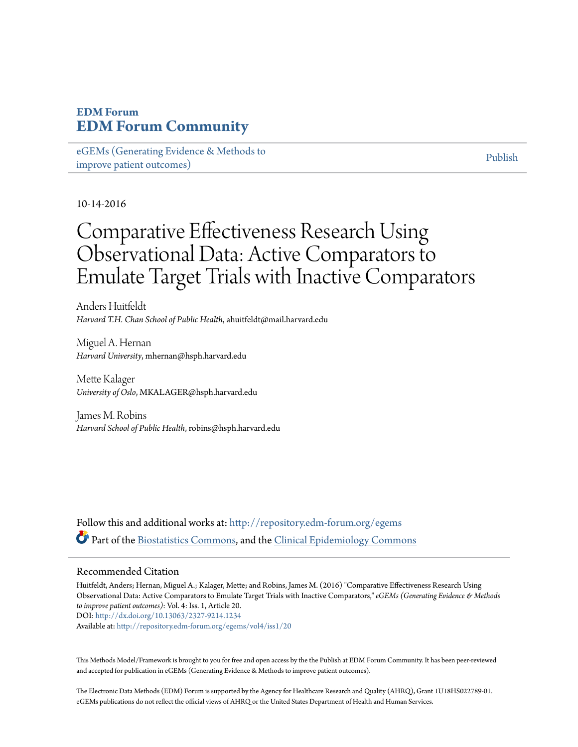**EDM Forum**
**EDM Forum Community**

eGEMs (Generating Evidence & Methods to improve patient outcomes) | Publish

10-14-2016

# Comparative Effectiveness Research Using Observational Data: Active Comparators to Emulate Target Trials with Inactive Comparators

Anders Huitfeldt
*Harvard T.H. Chan School of Public Health*, ahuitfeldt@mail.harvard.edu

Miguel A. Hernan
*Harvard University*, mhernan@hsph.harvard.edu

Mette Kalager
*University of Oslo*, MKALAGER@hsph.harvard.edu

James M. Robins
*Harvard School of Public Health*, robins@hsph.harvard.edu

Follow this and additional works at: http://repository.edm-forum.org/egems

Part of the Biostatistics Commons, and the Clinical Epidemiology Commons

## Recommended Citation

Huitfeldt, Anders; Hernan, Miguel A.; Kalager, Mette; and Robins, James M. (2016) "Comparative Effectiveness Research Using Observational Data: Active Comparators to Emulate Target Trials with Inactive Comparators," *eGEMs (Generating Evidence & Methods to improve patient outcomes)*: Vol. 4: Iss. 1, Article 20.
DOI: http://dx.doi.org/10.13063/2327-9214.1234
Available at: http://repository.edm-forum.org/egems/vol4/iss1/20

This Methods Model/Framework is brought to you for free and open access by the the Publish at EDM Forum Community. It has been peer-reviewed and accepted for publication in eGEMs (Generating Evidence & Methods to improve patient outcomes).

The Electronic Data Methods (EDM) Forum is supported by the Agency for Healthcare Research and Quality (AHRQ), Grant 1U18HS022789-01. eGEMs publications do not reflect the official views of AHRQ or the United States Department of Health and Human Services.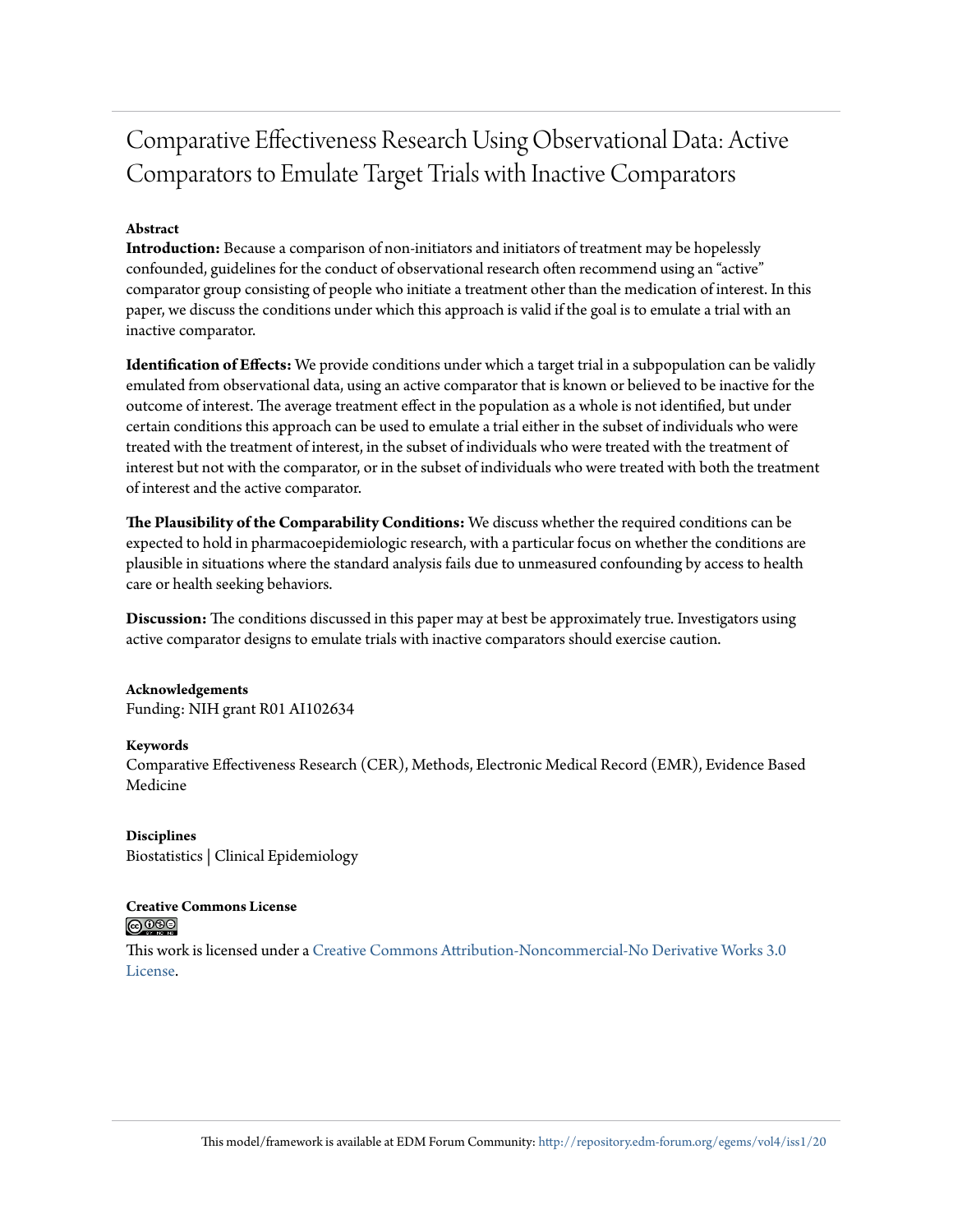# Comparative Effectiveness Research Using Observational Data: Active Comparators to Emulate Target Trials with Inactive Comparators

## Abstract

**Introduction:** Because a comparison of non-initiators and initiators of treatment may be hopelessly confounded, guidelines for the conduct of observational research often recommend using an "active" comparator group consisting of people who initiate a treatment other than the medication of interest. In this paper, we discuss the conditions under which this approach is valid if the goal is to emulate a trial with an inactive comparator.

**Identification of Effects:** We provide conditions under which a target trial in a subpopulation can be validly emulated from observational data, using an active comparator that is known or believed to be inactive for the outcome of interest. The average treatment effect in the population as a whole is not identified, but under certain conditions this approach can be used to emulate a trial either in the subset of individuals who were treated with the treatment of interest, in the subset of individuals who were treated with the treatment of interest but not with the comparator, or in the subset of individuals who were treated with both the treatment of interest and the active comparator.

**The Plausibility of the Comparability Conditions:** We discuss whether the required conditions can be expected to hold in pharmacoepidemiologic research, with a particular focus on whether the conditions are plausible in situations where the standard analysis fails due to unmeasured confounding by access to health care or health seeking behaviors.

**Discussion:** The conditions discussed in this paper may at best be approximately true. Investigators using active comparator designs to emulate trials with inactive comparators should exercise caution.

**Acknowledgements**
Funding: NIH grant R01 AI102634

**Keywords**
Comparative Effectiveness Research (CER), Methods, Electronic Medical Record (EMR), Evidence Based Medicine

**Disciplines**
Biostatistics | Clinical Epidemiology

**Creative Commons License**

This work is licensed under a Creative Commons Attribution-Noncommercial-No Derivative Works 3.0 License.

This model/framework is available at EDM Forum Community: http://repository.edm-forum.org/egems/vol4/iss1/20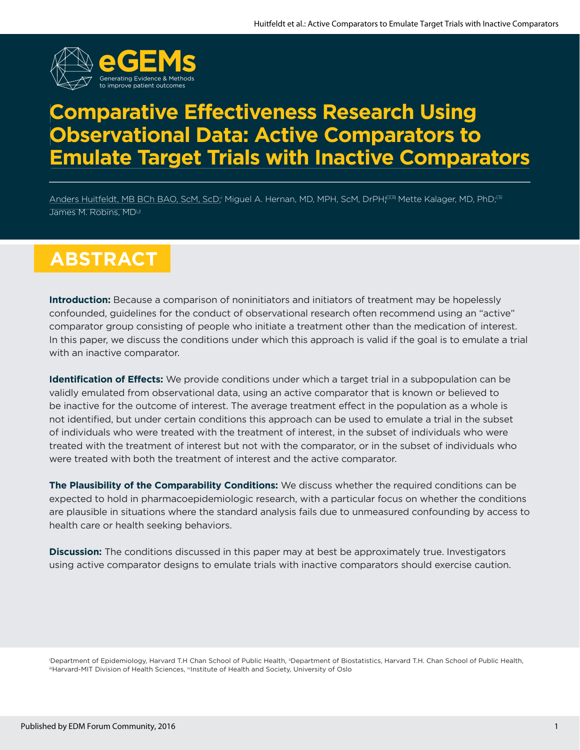# Comparative Effectiveness Research Using Observational Data: Active Comparators to Emulate Target Trials with Inactive Comparators

Anders Huitfeldt, MB BCh BAO, ScM, ScD;[i] Miguel A. Hernan, MD, MPH, ScM, DrPH;[i,ii,iii] Mette Kalager, MD, PhD;[i,iv] James M. Robins, MD[i,ii]

## ABSTRACT

**Introduction:** Because a comparison of noninitiators and initiators of treatment may be hopelessly confounded, guidelines for the conduct of observational research often recommend using an "active" comparator group consisting of people who initiate a treatment other than the medication of interest. In this paper, we discuss the conditions under which this approach is valid if the goal is to emulate a trial with an inactive comparator.

**Identification of Effects:** We provide conditions under which a target trial in a subpopulation can be validly emulated from observational data, using an active comparator that is known or believed to be inactive for the outcome of interest. The average treatment effect in the population as a whole is not identified, but under certain conditions this approach can be used to emulate a trial in the subset of individuals who were treated with the treatment of interest, in the subset of individuals who were treated with the treatment of interest but not with the comparator, or in the subset of individuals who were treated with both the treatment of interest and the active comparator.

**The Plausibility of the Comparability Conditions:** We discuss whether the required conditions can be expected to hold in pharmacoepidemiologic research, with a particular focus on whether the conditions are plausible in situations where the standard analysis fails due to unmeasured confounding by access to health care or health seeking behaviors.

**Discussion:** The conditions discussed in this paper may at best be approximately true. Investigators using active comparator designs to emulate trials with inactive comparators should exercise caution.

[i]Department of Epidemiology, Harvard T.H Chan School of Public Health, [ii]Department of Biostatistics, Harvard T.H. Chan School of Public Health, [iii]Harvard-MIT Division of Health Sciences, [iv]Institute of Health and Society, University of Oslo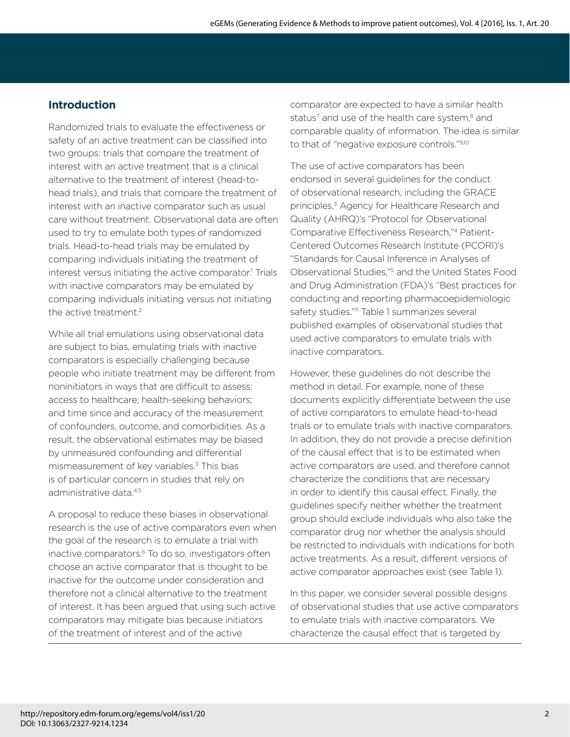## Introduction

Randomized trials to evaluate the effectiveness or safety of an active treatment can be classified into two groups: trials that compare the treatment of interest with an active treatment that is a clinical alternative to the treatment of interest (head-to-head trials), and trials that compare the treatment of interest with an inactive comparator such as usual care without treatment. Observational data are often used to try to emulate both types of randomized trials. Head-to-head trials may be emulated by comparing individuals initiating the treatment of interest versus initiating the active comparator.[1] Trials with inactive comparators may be emulated by comparing individuals initiating versus not initiating the active treatment.[2]

While all trial emulations using observational data are subject to bias, emulating trials with inactive comparators is especially challenging because people who initiate treatment may be different from noninitiators in ways that are difficult to assess: access to healthcare; health-seeking behaviors; and time since and accuracy of the measurement of confounders, outcome, and comorbidities. As a result, the observational estimates may be biased by unmeasured confounding and differential mismeasurement of key variables.[3] This bias is of particular concern in studies that rely on administrative data.[4,5]

A proposal to reduce these biases in observational research is the use of active comparators even when the goal of the research is to emulate a trial with inactive comparators.[6] To do so, investigators often choose an active comparator that is thought to be inactive for the outcome under consideration and therefore not a clinical alternative to the treatment of interest. It has been argued that using such active comparators may mitigate bias because initiators of the treatment of interest and of the active comparator are expected to have a similar health status[7] and use of the health care system,[8] and comparable quality of information. The idea is similar to that of "negative exposure controls."[9,10]

The use of active comparators has been endorsed in several guidelines for the conduct of observational research, including the GRACE principles,[3] Agency for Healthcare Research and Quality (AHRQ)'s "Protocol for Observational Comparative Effectiveness Research,"[4] Patient-Centered Outcomes Research Institute (PCORI)'s "Standards for Causal Inference in Analyses of Observational Studies,"[5] and the United States Food and Drug Administration (FDA)'s "Best practices for conducting and reporting pharmacoepidemiologic safety studies."[11] Table 1 summarizes several published examples of observational studies that used active comparators to emulate trials with inactive comparators.

However, these guidelines do not describe the method in detail. For example, none of these documents explicitly differentiate between the use of active comparators to emulate head-to-head trials or to emulate trials with inactive comparators. In addition, they do not provide a precise definition of the causal effect that is to be estimated when active comparators are used, and therefore cannot characterize the conditions that are necessary in order to identify this causal effect. Finally, the guidelines specify neither whether the treatment group should exclude individuals who also take the comparator drug nor whether the analysis should be restricted to individuals with indications for both active treatments. As a result, different versions of active comparator approaches exist (see Table 1).

In this paper, we consider several possible designs of observational studies that use active comparators to emulate trials with inactive comparators. We characterize the causal effect that is targeted by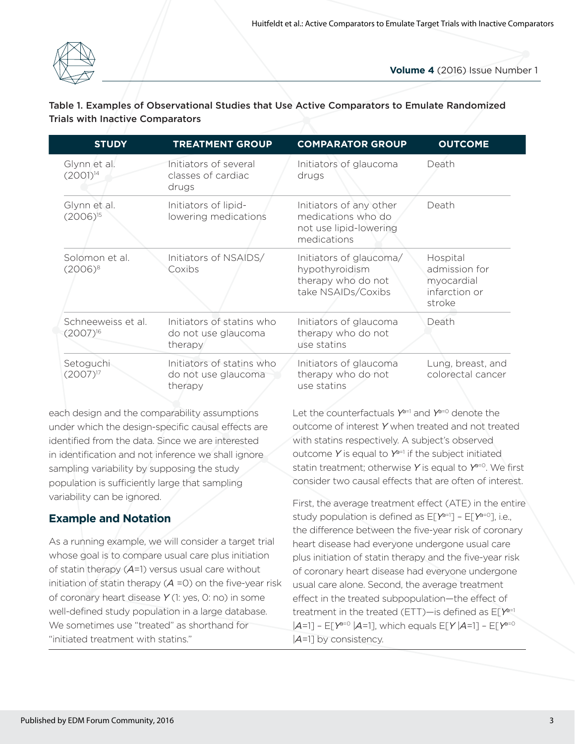**Table 1. Examples of Observational Studies that Use Active Comparators to Emulate Randomized Trials with Inactive Comparators**

| STUDY | TREATMENT GROUP | COMPARATOR GROUP | OUTCOME |
| --- | --- | --- | --- |
| Glynn et al. (2001)[14] | Initiators of several classes of cardiac drugs | Initiators of glaucoma drugs | Death |
| Glynn et al. (2006)[15] | Initiators of lipid-lowering medications | Initiators of any other medications who do not use lipid-lowering medications | Death |
| Solomon et al. (2006)[8] | Initiators of NSAIDS/Coxibs | Initiators of glaucoma/hypothyroidism therapy who do not take NSAIDs/Coxibs | Hospital admission for myocardial infarction or stroke |
| Schneeweiss et al. (2007)[16] | Initiators of statins who do not use glaucoma therapy | Initiators of glaucoma therapy who do not use statins | Death |
| Setoguchi (2007)[17] | Initiators of statins who do not use glaucoma therapy | Initiators of glaucoma therapy who do not use statins | Lung, breast, and colorectal cancer |

each design and the comparability assumptions under which the design-specific causal effects are identified from the data. Since we are interested in identification and not inference we shall ignore sampling variability by supposing the study population is sufficiently large that sampling variability can be ignored.

## Example and Notation

As a running example, we will consider a target trial whose goal is to compare usual care plus initiation of statin therapy ($A$=1) versus usual care without initiation of statin therapy ($A$ =0) on the five-year risk of coronary heart disease $Y$ (1: yes, 0: no) in some well-defined study population in a large database. We sometimes use "treated" as shorthand for "initiated treatment with statins."

Let the counterfactuals $Y^{a=1}$ and $Y^{a=0}$ denote the outcome of interest $Y$ when treated and not treated with statins respectively. A subject's observed outcome $Y$ is equal to $Y^{a=1}$ if the subject initiated statin treatment; otherwise $Y$ is equal to $Y^{a=0}$. We first consider two causal effects that are often of interest.

First, the average treatment effect (ATE) in the entire study population is defined as $E[Y^{a=1}] - E[Y^{a=0}]$, i.e., the difference between the five-year risk of coronary heart disease had everyone undergone usual care plus initiation of statin therapy and the five-year risk of coronary heart disease had everyone undergone usual care alone. Second, the average treatment effect in the treated subpopulation—the effect of treatment in the treated (ETT)—is defined as $E[Y^{a=1} | A=1] - E[Y^{a=0} | A=1]$, which equals $E[Y | A=1] - E[Y^{a=0} | A=1]$ by consistency.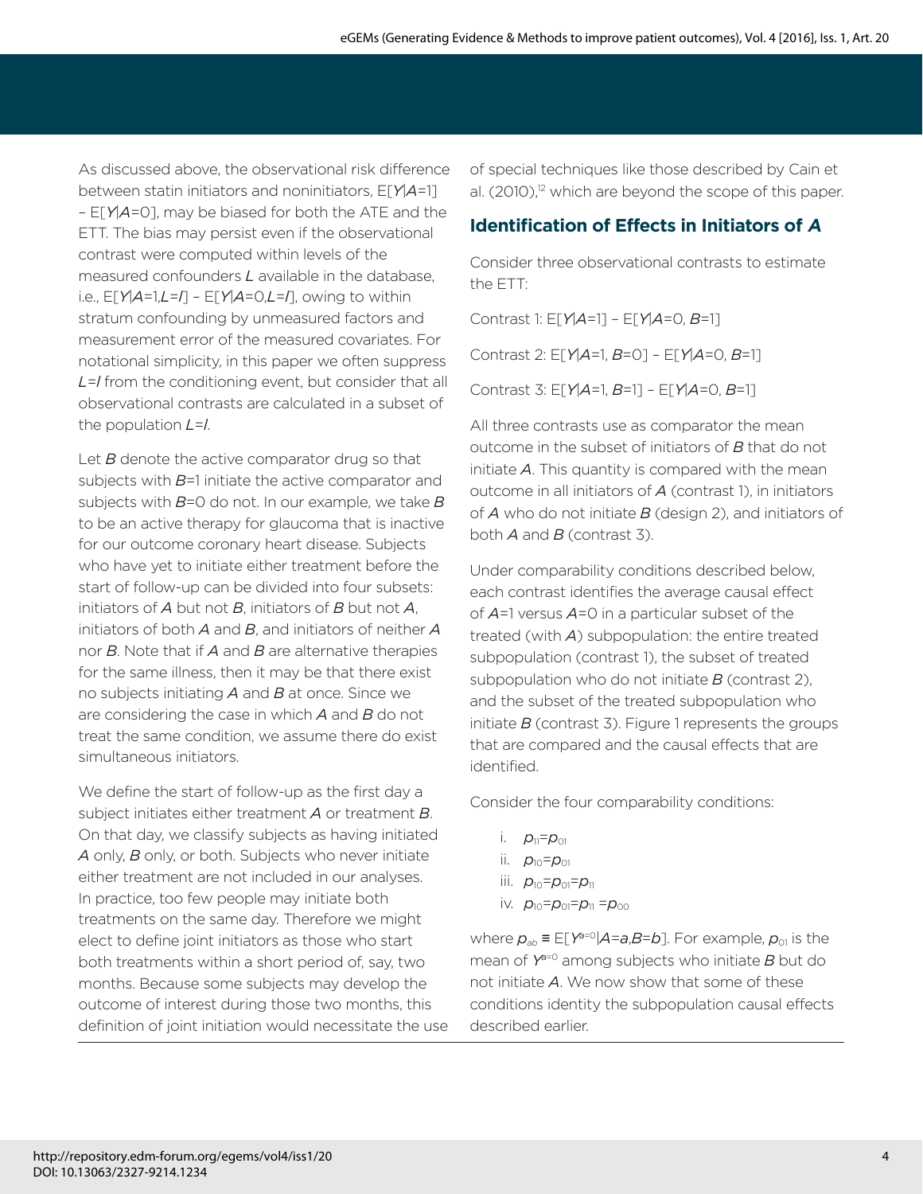As discussed above, the observational risk difference between statin initiators and noninitiators, E[$Y$|$A$=1] – E[$Y$|$A$=0], may be biased for both the ATE and the ETT. The bias may persist even if the observational contrast were computed within levels of the measured confounders $L$ available in the database, i.e., E[$Y$|$A$=1,$L$=$l$] – E[$Y$|$A$=0,$L$=$l$], owing to within stratum confounding by unmeasured factors and measurement error of the measured covariates. For notational simplicity, in this paper we often suppress $L$=$l$ from the conditioning event, but consider that all observational contrasts are calculated in a subset of the population $L$=$l$.

Let $B$ denote the active comparator drug so that subjects with $B$=1 initiate the active comparator and subjects with $B$=0 do not. In our example, we take $B$ to be an active therapy for glaucoma that is inactive for our outcome coronary heart disease. Subjects who have yet to initiate either treatment before the start of follow-up can be divided into four subsets: initiators of $A$ but not $B$, initiators of $B$ but not $A$, initiators of both $A$ and $B$, and initiators of neither $A$ nor $B$. Note that if $A$ and $B$ are alternative therapies for the same illness, then it may be that there exist no subjects initiating $A$ and $B$ at once. Since we are considering the case in which $A$ and $B$ do not treat the same condition, we assume there do exist simultaneous initiators.

We define the start of follow-up as the first day a subject initiates either treatment $A$ or treatment $B$. On that day, we classify subjects as having initiated $A$ only, $B$ only, or both. Subjects who never initiate either treatment are not included in our analyses. In practice, too few people may initiate both treatments on the same day. Therefore we might elect to define joint initiators as those who start both treatments within a short period of, say, two months. Because some subjects may develop the outcome of interest during those two months, this definition of joint initiation would necessitate the use of special techniques like those described by Cain et al. (2010),[12] which are beyond the scope of this paper.

## Identification of Effects in Initiators of *A*

Consider three observational contrasts to estimate the ETT:

Contrast 1: E[$Y$|$A$=1] – E[$Y$|$A$=0, $B$=1]

Contrast 2: E[$Y$|$A$=1, $B$=0] – E[$Y$|$A$=0, $B$=1]

Contrast 3: E[$Y$|$A$=1, $B$=1] – E[$Y$|$A$=0, $B$=1]

All three contrasts use as comparator the mean outcome in the subset of initiators of $B$ that do not initiate $A$. This quantity is compared with the mean outcome in all initiators of $A$ (contrast 1), in initiators of $A$ who do not initiate $B$ (design 2), and initiators of both $A$ and $B$ (contrast 3).

Under comparability conditions described below, each contrast identifies the average causal effect of $A$=1 versus $A$=0 in a particular subset of the treated (with $A$) subpopulation: the entire treated subpopulation (contrast 1), the subset of treated subpopulation who do not initiate $B$ (contrast 2), and the subset of the treated subpopulation who initiate $B$ (contrast 3). Figure 1 represents the groups that are compared and the causal effects that are identified.

Consider the four comparability conditions:

i. $p_{11}=p_{01}$
ii. $p_{10}=p_{01}$
iii. $p_{10}=p_{01}=p_{11}$
iv. $p_{10}=p_{01}=p_{11}=p_{00}$

where $p_{ab} \equiv E[Y^{a=0}|A=a,B=b]$. For example, $p_{01}$ is the mean of $Y^{a=0}$ among subjects who initiate $B$ but do not initiate $A$. We now show that some of these conditions identity the subpopulation causal effects described earlier.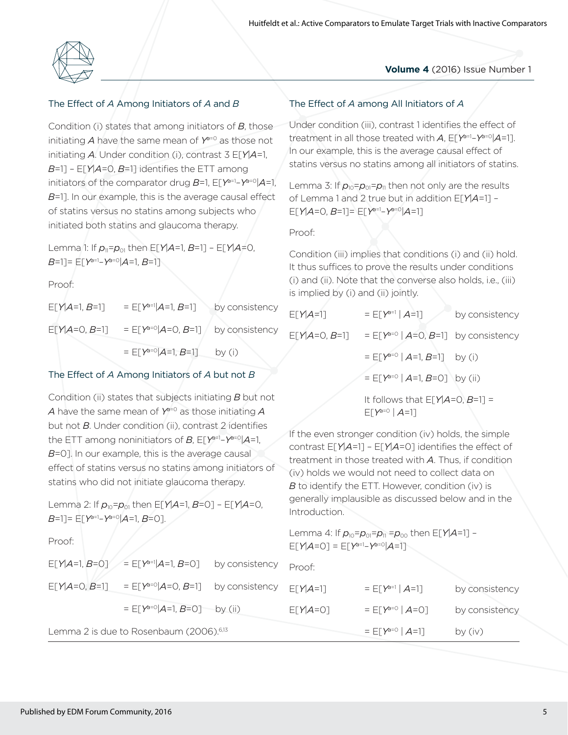### The Effect of $A$ Among Initiators of $A$ and $B$

Condition (i) states that among initiators of $B$, those initiating $A$ have the same mean of $Y^{a=0}$ as those not initiating $A$. Under condition (i), contrast 3 $E[Y|A=1, B=1] - E[Y|A=0, B=1]$ identifies the ETT among initiators of the comparator drug $B=1$, $E[Y^{a=1}-Y^{a=0}|A=1, B=1]$. In our example, this is the average causal effect of statins versus no statins among subjects who initiated both statins and glaucoma therapy.

Lemma 1: If $p_{11}=p_{01}$ then $E[Y|A=1, B=1] - E[Y|A=0, B=1] = E[Y^{a=1}-Y^{a=0}|A=1, B=1]$

Proof:

| | | |
|---|---|---|
| $E[Y\|A=1, B=1]$ | $= E[Y^{a=1}\|A=1, B=1]$ | by consistency |
| $E[Y\|A=0, B=1]$ | $= E[Y^{a=0}\|A=0, B=1]$ | by consistency |
| | $= E[Y^{a=0}\|A=1, B=1]$ | by (i) |

### The Effect of $A$ Among Initiators of $A$ but not $B$

Condition (ii) states that subjects initiating $B$ but not $A$ have the same mean of $Y^{a=0}$ as those initiating $A$ but not $B$. Under condition (ii), contrast 2 identifies the ETT among noninitiators of $B$, $E[Y^{a=1}-Y^{a=0}|A=1, B=0]$. In our example, this is the average causal effect of statins versus no statins among initiators of statins who did not initiate glaucoma therapy.

Lemma 2: If $p_{10}=p_{01}$ then $E[Y|A=1, B=0] - E[Y|A=0, B=1] = E[Y^{a=1}-Y^{a=0}|A=1, B=0]$.

Proof:

| | | |
|---|---|---|
| $E[Y\|A=1, B=0]$ | $= E[Y^{a=1}\|A=1, B=0]$ | by consistency |
| $E[Y\|A=0, B=1]$ | $= E[Y^{a=0}\|A=0, B=1]$ | by consistency |
| | $= E[Y^{a=0}\|A=1, B=0]$ | by (ii) |

Lemma 2 is due to Rosenbaum (2006).[6,13]

### The Effect of $A$ among All Initiators of $A$

Under condition (iii), contrast 1 identifies the effect of treatment in all those treated with $A$, $E[Y^{a=1}-Y^{a=0}|A=1]$. In our example, this is the average causal effect of statins versus no statins among all initiators of statins.

Lemma 3: If $p_{10}=p_{01}=p_{11}$ then not only are the results of Lemma 1 and 2 true but in addition $E[Y|A=1] - E[Y|A=0, B=1] = E[Y^{a=1}-Y^{a=0}|A=1]$

Proof:

Condition (iii) implies that conditions (i) and (ii) hold. It thus suffices to prove the results under conditions (i) and (ii). Note that the converse also holds, i.e., (iii) is implied by (i) and (ii) jointly.

| | | |
|---|---|---|
| $E[Y\|A=1]$ | $= E[Y^{a=1} \| A=1]$ | by consistency |
| $E[Y\|A=0, B=1]$ | $= E[Y^{a=0} \| A=0, B=1]$ | by consistency |
| | $= E[Y^{a=0} \| A=1, B=1]$ | by (i) |
| | $= E[Y^{a=0} \| A=1, B=0]$ | by (ii) |
| | It follows that $E[Y\|A=0, B=1] = E[Y^{a=0} \| A=1]$ | |

If the even stronger condition (iv) holds, the simple contrast $E[Y|A=1] - E[Y|A=0]$ identifies the effect of treatment in those treated with $A$. Thus, if condition (iv) holds we would not need to collect data on $B$ to identify the ETT. However, condition (iv) is generally implausible as discussed below and in the Introduction.

Lemma 4: If $p_{10}=p_{01}=p_{11}=p_{00}$ then $E[Y|A=1] - E[Y|A=0] = E[Y^{a=1}-Y^{a=0}|A=1]$

Proof:

| | | |
|---|---|---|
| $E[Y\|A=1]$ | $= E[Y^{a=1} \| A=1]$ | by consistency |
| $E[Y\|A=0]$ | $= E[Y^{a=0} \| A=0]$ | by consistency |
| | $= E[Y^{a=0} \| A=1]$ | by (iv) |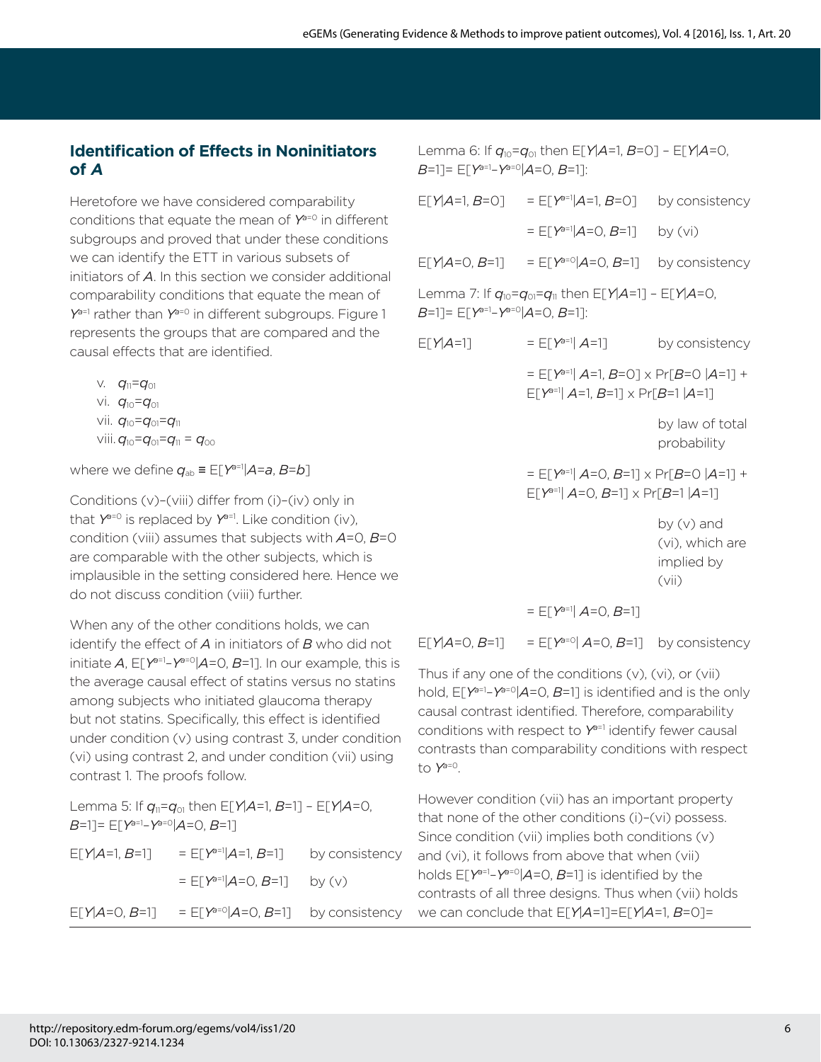## Identification of Effects in Noninitiators of *A*

Heretofore we have considered comparability conditions that equate the mean of $Y^{a=0}$ in different subgroups and proved that under these conditions we can identify the ETT in various subsets of initiators of *A*. In this section we consider additional comparability conditions that equate the mean of $Y^{a=1}$ rather than $Y^{a=0}$ in different subgroups. Figure 1 represents the groups that are compared and the causal effects that are identified.

v. $q_{11}=q_{01}$
vi. $q_{10}=q_{01}$
vii. $q_{10}=q_{01}=q_{11}$
viii. $q_{10}=q_{01}=q_{11} = q_{00}$

where we define $q_{ab} \equiv E[Y^{a=1}|A=a, B=b]$

Conditions (v)–(viii) differ from (i)–(iv) only in that $Y^{a=0}$ is replaced by $Y^{a=1}$. Like condition (iv), condition (viii) assumes that subjects with $A=0$, $B=0$ are comparable with the other subjects, which is implausible in the setting considered here. Hence we do not discuss condition (viii) further.

When any of the other conditions holds, we can identify the effect of *A* in initiators of *B* who did not initiate *A*, $E[Y^{a=1}-Y^{a=0}|A=0, B=1]$. In our example, this is the average causal effect of statins versus no statins among subjects who initiated glaucoma therapy but not statins. Specifically, this effect is identified under condition (v) using contrast 3, under condition (vi) using contrast 2, and under condition (vii) using contrast 1. The proofs follow.

Lemma 5: If $q_{11}=q_{01}$ then $E[Y|A=1, B=1] - E[Y|A=0, B=1]= E[Y^{a=1}-Y^{a=0}|A=0, B=1]$

| | | |
|---|---|---|
| $E[Y\|A=1, B=1]$ | $= E[Y^{a=1}\|A=1, B=1]$ | by consistency |
| | $= E[Y^{a=1}\|A=0, B=1]$ | by (v) |
| $E[Y\|A=0, B=1]$ | $= E[Y^{a=0}\|A=0, B=1]$ | by consistency |

Lemma 6: If $q_{10}=q_{01}$ then $E[Y|A=1, B=0] - E[Y|A=0, B=1]= E[Y^{a=1}-Y^{a=0}|A=0, B=1]$:

| | | |
|---|---|---|
| $E[Y\|A=1, B=0]$ | $= E[Y^{a=1}\|A=1, B=0]$ | by consistency |
| | $= E[Y^{a=1}\|A=0, B=1]$ | by (vi) |
| $E[Y\|A=0, B=1]$ | $= E[Y^{a=0}\|A=0, B=1]$ | by consistency |

Lemma 7: If $q_{10}=q_{01}=q_{11}$ then $E[Y|A=1] - E[Y|A=0, B=1]= E[Y^{a=1}-Y^{a=0}|A=0, B=1]$:

| | | |
|---|---|---|
| $E[Y\|A=1]$ | $= E[Y^{a=1}\| A=1]$ | by consistency |
| | $= E[Y^{a=1}\| A=1, B=0] \times Pr[B=0 \|A=1] + E[Y^{a=1}\| A=1, B=1] \times Pr[B=1 \|A=1]$ | by law of total probability |
| | $= E[Y^{a=1}\| A=0, B=1] \times Pr[B=0 \|A=1] + E[Y^{a=1}\| A=0, B=1] \times Pr[B=1 \|A=1]$ | by (v) and (vi), which are implied by (vii) |
| | $= E[Y^{a=1}\| A=0, B=1]$ | |
| $E[Y\|A=0, B=1]$ | $= E[Y^{a=0}\| A=0, B=1]$ | by consistency |

Thus if any one of the conditions (v), (vi), or (vii) hold, $E[Y^{a=1}-Y^{a=0}|A=0, B=1]$ is identified and is the only causal contrast identified. Therefore, comparability conditions with respect to $Y^{a=1}$ identify fewer causal contrasts than comparability conditions with respect to $Y^{a=0}$.

However condition (vii) has an important property that none of the other conditions (i)–(vi) possess. Since condition (vii) implies both conditions (v) and (vi), it follows from above that when (vii) holds $E[Y^{a=1}-Y^{a=0}|A=0, B=1]$ is identified by the contrasts of all three designs. Thus when (vii) holds we can conclude that $E[Y|A=1]=E[Y|A=1, B=0]=$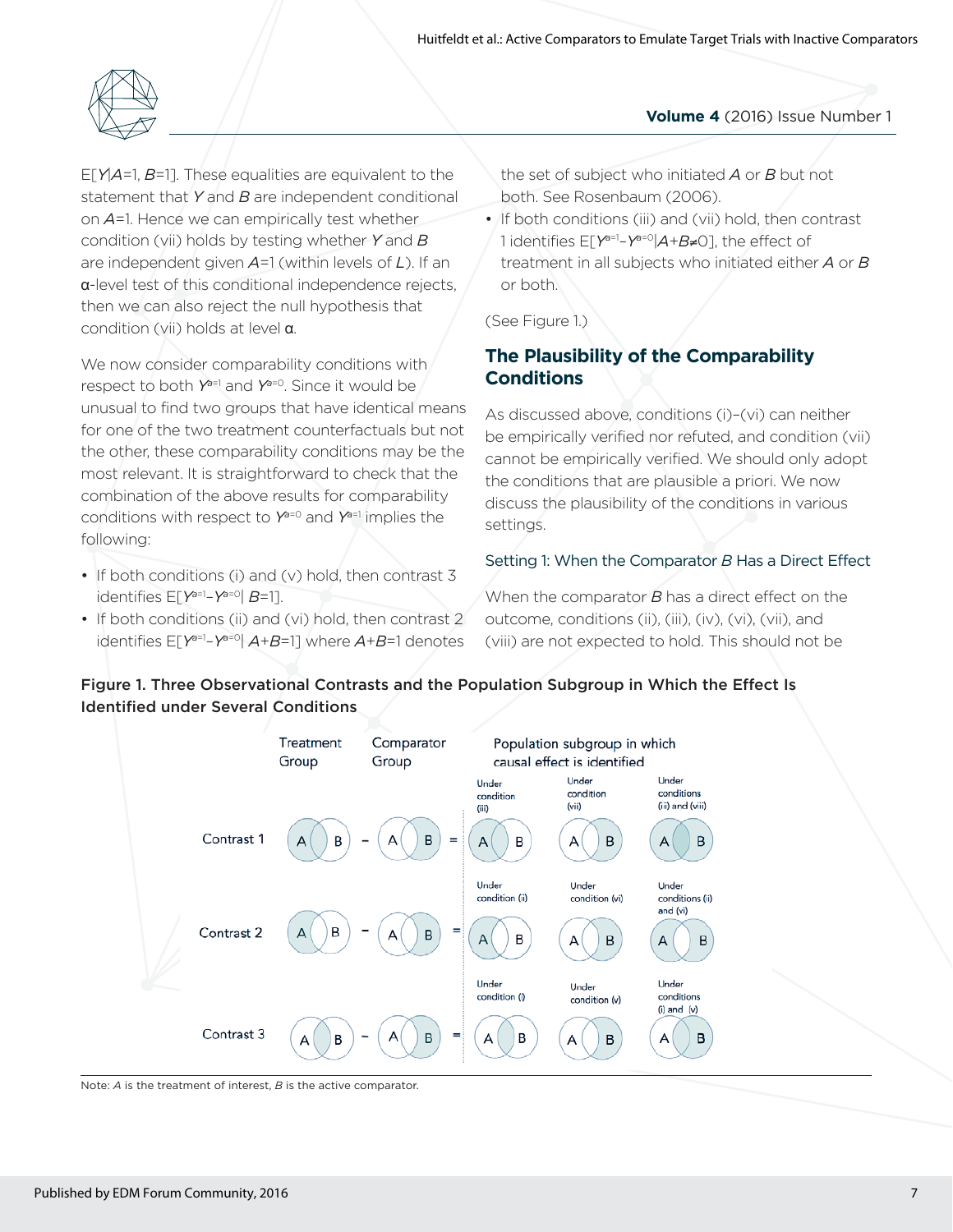$E[Y|A=1, B=1]$. These equalities are equivalent to the statement that $Y$ and $B$ are independent conditional on $A=1$. Hence we can empirically test whether condition (vii) holds by testing whether $Y$ and $B$ are independent given $A=1$ (within levels of $L$). If an α-level test of this conditional independence rejects, then we can also reject the null hypothesis that condition (vii) holds at level α.

We now consider comparability conditions with respect to both $Y^{a=1}$ and $Y^{a=0}$. Since it would be unusual to find two groups that have identical means for one of the two treatment counterfactuals but not the other, these comparability conditions may be the most relevant. It is straightforward to check that the combination of the above results for comparability conditions with respect to $Y^{a=0}$ and $Y^{a=1}$ implies the following:

- If both conditions (i) and (v) hold, then contrast 3 identifies $E[Y^{a=1}-Y^{a=0}| B=1]$.
- If both conditions (ii) and (vi) hold, then contrast 2 identifies $E[Y^{a=1}-Y^{a=0}| A+B=1]$ where $A+B=1$ denotes the set of subject who initiated $A$ or $B$ but not both. See Rosenbaum (2006).
- If both conditions (iii) and (vii) hold, then contrast 1 identifies $E[Y^{a=1}-Y^{a=0}|A+B\neq 0]$, the effect of treatment in all subjects who initiated either $A$ or $B$ or both.

(See Figure 1.)

## The Plausibility of the Comparability Conditions

As discussed above, conditions (i)–(vi) can neither be empirically verified nor refuted, and condition (vii) cannot be empirically verified. We should only adopt the conditions that are plausible a priori. We now discuss the plausibility of the conditions in various settings.

### Setting 1: When the Comparator $B$ Has a Direct Effect

When the comparator $B$ has a direct effect on the outcome, conditions (ii), (iii), (iv), (vi), (vii), and (viii) are not expected to hold. This should not be

**Figure 1. Three Observational Contrasts and the Population Subgroup in Which the Effect Is Identified under Several Conditions**

| | Treatment Group | | Comparator Group | | Population subgroup in which causal effect is identified | | |
|---|---|---|---|---|---|---|---|
| Contrast 1 | A B | − | A B | = | Under condition (iii): A B | Under condition (vii): A B | Under conditions (iii) and (vii): A B |
| Contrast 2 | A B | − | A B | = | Under condition (ii): A B | Under condition (vi): A B | Under conditions (ii) and (vi): A B |
| Contrast 3 | A B | − | A B | = | Under condition (i): A B | Under condition (v): A B | Under conditions (i) and (v): A B |

Note: $A$ is the treatment of interest, $B$ is the active comparator.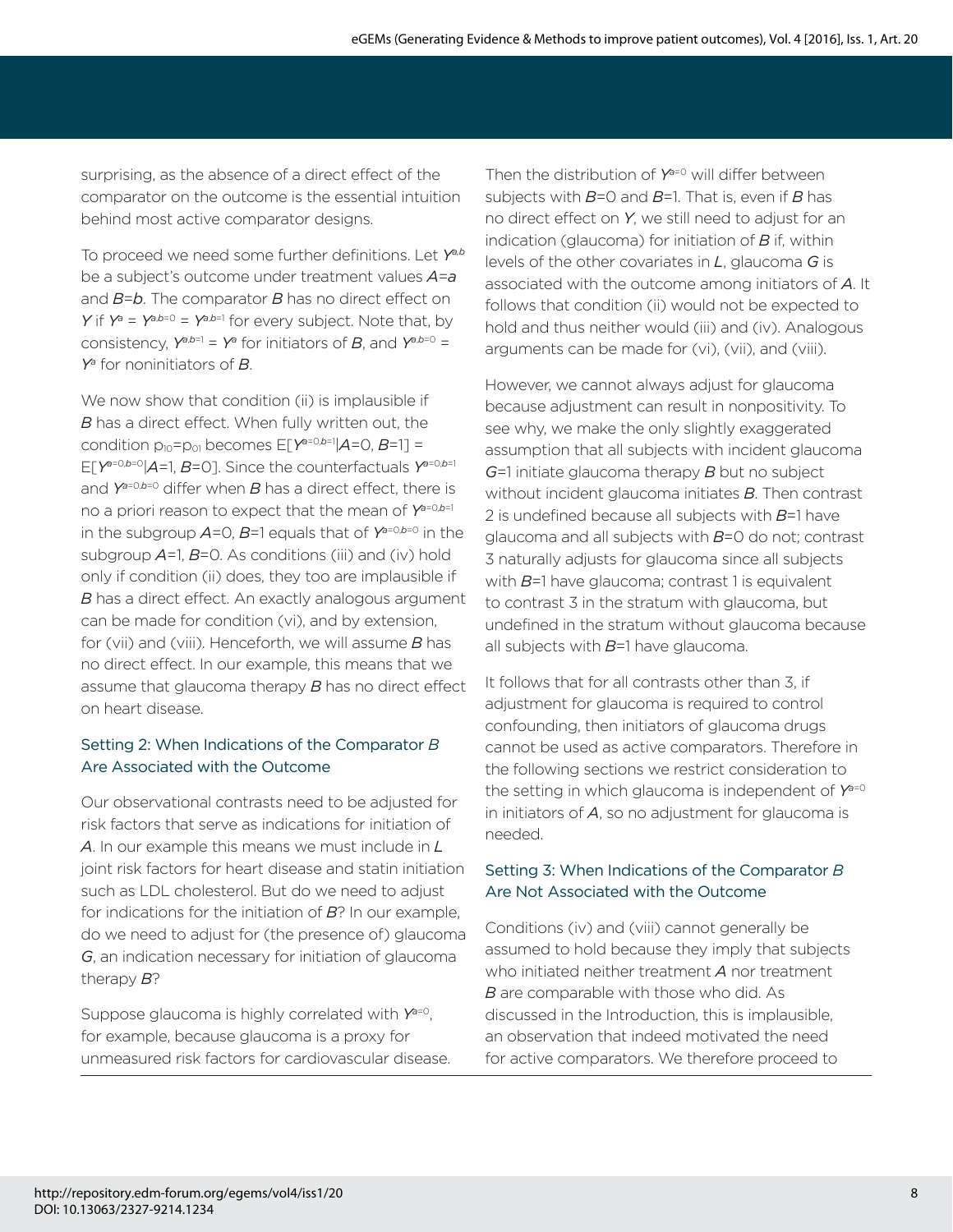surprising, as the absence of a direct effect of the comparator on the outcome is the essential intuition behind most active comparator designs.

To proceed we need some further definitions. Let $Y^{a,b}$ be a subject's outcome under treatment values $A=a$ and $B=b$. The comparator $B$ has no direct effect on $Y$ if $Y^{a} = Y^{a,b=0} = Y^{a,b=1}$ for every subject. Note that, by consistency, $Y^{a,b=1} = Y^{a}$ for initiators of $B$, and $Y^{a,b=0} = Y^{a}$ for noninitiators of $B$.

We now show that condition (ii) is implausible if $B$ has a direct effect. When fully written out, the condition $p_{10}=p_{01}$ becomes $E[Y^{a=0,b=1}|A=0, B=1] = E[Y^{a=0,b=0}|A=1, B=0]$. Since the counterfactuals $Y^{a=0,b=1}$ and $Y^{a=0,b=0}$ differ when $B$ has a direct effect, there is no a priori reason to expect that the mean of $Y^{a=0,b=1}$ in the subgroup $A=0$, $B=1$ equals that of $Y^{a=0,b=0}$ in the subgroup $A=1$, $B=0$. As conditions (iii) and (iv) hold only if condition (ii) does, they too are implausible if $B$ has a direct effect. An exactly analogous argument can be made for condition (vi), and by extension, for (vii) and (viii). Henceforth, we will assume $B$ has no direct effect. In our example, this means that we assume that glaucoma therapy $B$ has no direct effect on heart disease.

### Setting 2: When Indications of the Comparator $B$ Are Associated with the Outcome

Our observational contrasts need to be adjusted for risk factors that serve as indications for initiation of $A$. In our example this means we must include in $L$ joint risk factors for heart disease and statin initiation such as LDL cholesterol. But do we need to adjust for indications for the initiation of $B$? In our example, do we need to adjust for (the presence of) glaucoma $G$, an indication necessary for initiation of glaucoma therapy $B$?

Suppose glaucoma is highly correlated with $Y^{a=0}$, for example, because glaucoma is a proxy for unmeasured risk factors for cardiovascular disease. Then the distribution of $Y^{a=0}$ will differ between subjects with $B=0$ and $B=1$. That is, even if $B$ has no direct effect on $Y$, we still need to adjust for an indication (glaucoma) for initiation of $B$ if, within levels of the other covariates in $L$, glaucoma $G$ is associated with the outcome among initiators of $A$. It follows that condition (ii) would not be expected to hold and thus neither would (iii) and (iv). Analogous arguments can be made for (vi), (vii), and (viii).

However, we cannot always adjust for glaucoma because adjustment can result in nonpositivity. To see why, we make the only slightly exaggerated assumption that all subjects with incident glaucoma $G=1$ initiate glaucoma therapy $B$ but no subject without incident glaucoma initiates $B$. Then contrast 2 is undefined because all subjects with $B=1$ have glaucoma and all subjects with $B=0$ do not; contrast 3 naturally adjusts for glaucoma since all subjects with $B=1$ have glaucoma; contrast 1 is equivalent to contrast 3 in the stratum with glaucoma, but undefined in the stratum without glaucoma because all subjects with $B=1$ have glaucoma.

It follows that for all contrasts other than 3, if adjustment for glaucoma is required to control confounding, then initiators of glaucoma drugs cannot be used as active comparators. Therefore in the following sections we restrict consideration to the setting in which glaucoma is independent of $Y^{a=0}$ in initiators of $A$, so no adjustment for glaucoma is needed.

### Setting 3: When Indications of the Comparator $B$ Are Not Associated with the Outcome

Conditions (iv) and (viii) cannot generally be assumed to hold because they imply that subjects who initiated neither treatment $A$ nor treatment $B$ are comparable with those who did. As discussed in the Introduction, this is implausible, an observation that indeed motivated the need for active comparators. We therefore proceed to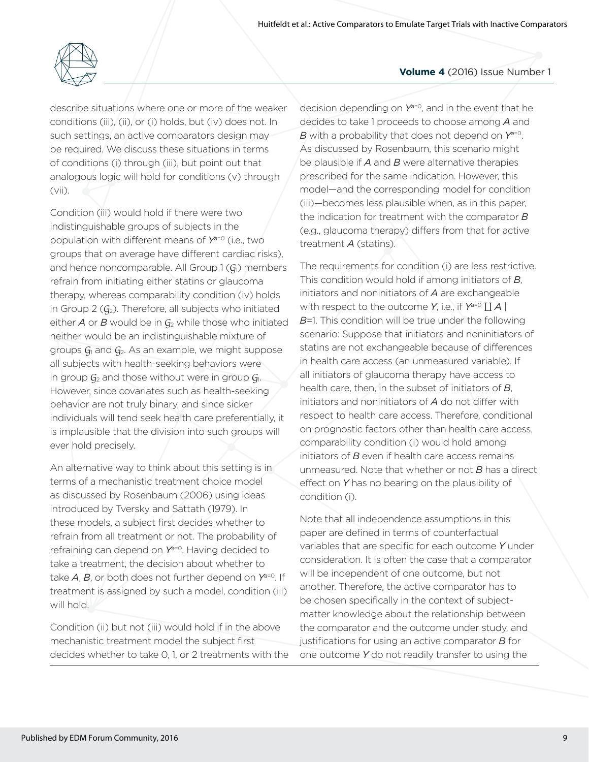describe situations where one or more of the weaker conditions (iii), (ii), or (i) holds, but (iv) does not. In such settings, an active comparators design may be required. We discuss these situations in terms of conditions (i) through (iii), but point out that analogous logic will hold for conditions (v) through (vii).

Condition (iii) would hold if there were two indistinguishable groups of subjects in the population with different means of $Y^{a=0}$ (i.e., two groups that on average have different cardiac risks), and hence noncomparable. All Group 1 ($\mathcal{G}_1$) members refrain from initiating either statins or glaucoma therapy, whereas comparability condition (iv) holds in Group 2 ($\mathcal{G}_2$). Therefore, all subjects who initiated either $A$ or $B$ would be in $\mathcal{G}_2$ while those who initiated neither would be an indistinguishable mixture of groups $\mathcal{G}_1$ and $\mathcal{G}_2$. As an example, we might suppose all subjects with health-seeking behaviors were in group $\mathcal{G}_2$ and those without were in group $\mathcal{G}_1$. However, since covariates such as health-seeking behavior are not truly binary, and since sicker individuals will tend seek health care preferentially, it is implausible that the division into such groups will ever hold precisely.

An alternative way to think about this setting is in terms of a mechanistic treatment choice model as discussed by Rosenbaum (2006) using ideas introduced by Tversky and Sattath (1979). In these models, a subject first decides whether to refrain from all treatment or not. The probability of refraining can depend on $Y^{a=0}$. Having decided to take a treatment, the decision about whether to take $A$, $B$, or both does not further depend on $Y^{a=0}$. If treatment is assigned by such a model, condition (iii) will hold.

Condition (ii) but not (iii) would hold if in the above mechanistic treatment model the subject first decides whether to take 0, 1, or 2 treatments with the decision depending on $Y^{a=0}$, and in the event that he decides to take 1 proceeds to choose among $A$ and $B$ with a probability that does not depend on $Y^{a=0}$. As discussed by Rosenbaum, this scenario might be plausible if $A$ and $B$ were alternative therapies prescribed for the same indication. However, this model—and the corresponding model for condition (iii)—becomes less plausible when, as in this paper, the indication for treatment with the comparator $B$ (e.g., glaucoma therapy) differs from that for active treatment $A$ (statins).

The requirements for condition (i) are less restrictive. This condition would hold if among initiators of $B$, initiators and noninitiators of $A$ are exchangeable with respect to the outcome $Y$, i.e., if $Y^{a=0} \coprod A \mid B=1$. This condition will be true under the following scenario: Suppose that initiators and noninitiators of statins are not exchangeable because of differences in health care access (an unmeasured variable). If all initiators of glaucoma therapy have access to health care, then, in the subset of initiators of $B$, initiators and noninitiators of $A$ do not differ with respect to health care access. Therefore, conditional on prognostic factors other than health care access, comparability condition (i) would hold among initiators of $B$ even if health care access remains unmeasured. Note that whether or not $B$ has a direct effect on $Y$ has no bearing on the plausibility of condition (i).

Note that all independence assumptions in this paper are defined in terms of counterfactual variables that are specific for each outcome $Y$ under consideration. It is often the case that a comparator will be independent of one outcome, but not another. Therefore, the active comparator has to be chosen specifically in the context of subject-matter knowledge about the relationship between the comparator and the outcome under study, and justifications for using an active comparator $B$ for one outcome $Y$ do not readily transfer to using the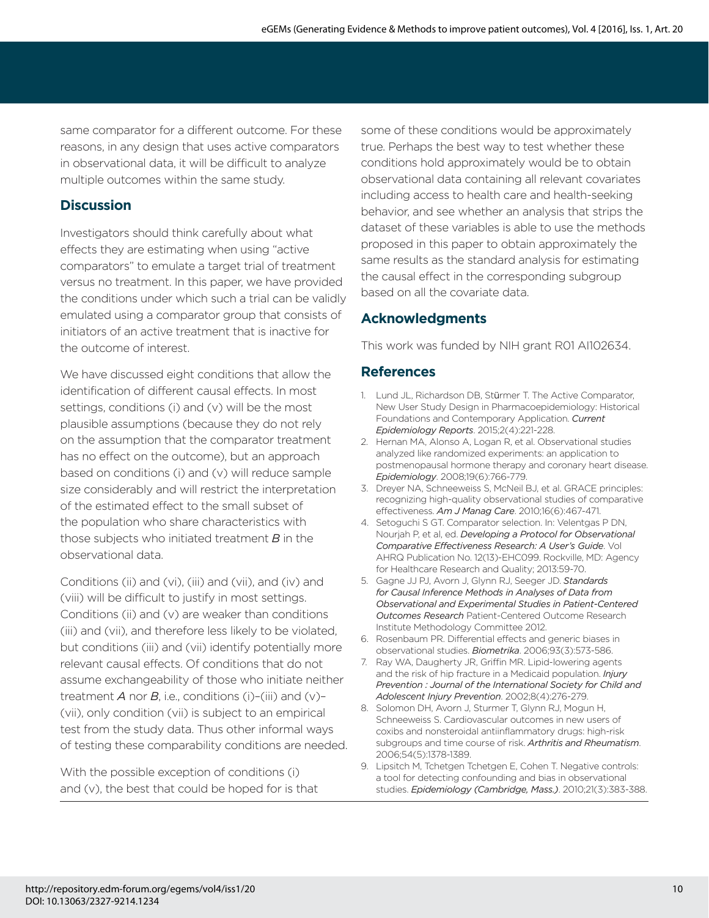same comparator for a different outcome. For these reasons, in any design that uses active comparators in observational data, it will be difficult to analyze multiple outcomes within the same study.

## Discussion

Investigators should think carefully about what effects they are estimating when using "active comparators" to emulate a target trial of treatment versus no treatment. In this paper, we have provided the conditions under which such a trial can be validly emulated using a comparator group that consists of initiators of an active treatment that is inactive for the outcome of interest.

We have discussed eight conditions that allow the identification of different causal effects. In most settings, conditions (i) and (v) will be the most plausible assumptions (because they do not rely on the assumption that the comparator treatment has no effect on the outcome), but an approach based on conditions (i) and (v) will reduce sample size considerably and will restrict the interpretation of the estimated effect to the small subset of the population who share characteristics with those subjects who initiated treatment $B$ in the observational data.

Conditions (ii) and (vi), (iii) and (vii), and (iv) and (viii) will be difficult to justify in most settings. Conditions (ii) and (v) are weaker than conditions (iii) and (vii), and therefore less likely to be violated, but conditions (iii) and (vii) identify potentially more relevant causal effects. Of conditions that do not assume exchangeability of those who initiate neither treatment $A$ nor $B$, i.e., conditions (i)–(iii) and (v)–(vii), only condition (vii) is subject to an empirical test from the study data. Thus other informal ways of testing these comparability conditions are needed.

With the possible exception of conditions (i) and (v), the best that could be hoped for is that some of these conditions would be approximately true. Perhaps the best way to test whether these conditions hold approximately would be to obtain observational data containing all relevant covariates including access to health care and health-seeking behavior, and see whether an analysis that strips the dataset of these variables is able to use the methods proposed in this paper to obtain approximately the same results as the standard analysis for estimating the causal effect in the corresponding subgroup based on all the covariate data.

## Acknowledgments

This work was funded by NIH grant R01 AI102634.

## References

1. Lund JL, Richardson DB, Stürmer T. The Active Comparator, New User Study Design in Pharmacoepidemiology: Historical Foundations and Contemporary Application. *Current Epidemiology Reports*. 2015;2(4):221-228.
2. Hernan MA, Alonso A, Logan R, et al. Observational studies analyzed like randomized experiments: an application to postmenopausal hormone therapy and coronary heart disease. *Epidemiology*. 2008;19(6):766-779.
3. Dreyer NA, Schneeweiss S, McNeil BJ, et al. GRACE principles: recognizing high-quality observational studies of comparative effectiveness. *Am J Manag Care*. 2010;16(6):467-471.
4. Setoguchi S GT. Comparator selection. In: Velentgas P DN, Nourjah P, et al, ed. ***Developing a Protocol for Observational** Comparative Effectiveness Research: A User's Guide*. Vol AHRQ Publication No. 12(13)-EHC099. Rockville, MD: Agency for Healthcare Research and Quality; 2013:59-70.
5. Gagne JJ PJ, Avorn J, Glynn RJ, Seeger JD. ***Standards** for Causal Inference Methods in Analyses of Data from Observational and Experimental Studies in Patient-Centered Outcomes Research* Patient-Centered Outcome Research Institute Methodology Committee 2012.
6. Rosenbaum PR. Differential effects and generic biases in observational studies. *Biometrika*. 2006;93(3):573-586.
7. Ray WA, Daugherty JR, Griffin MR. Lipid-lowering agents and the risk of hip fracture in a Medicaid population. *Injury Prevention : Journal of the International Society for Child and Adolescent Injury Prevention*. 2002;8(4):276-279.
8. Solomon DH, Avorn J, Sturmer T, Glynn RJ, Mogun H, Schneeweiss S. Cardiovascular outcomes in new users of coxibs and nonsteroidal antiinflammatory drugs: high-risk subgroups and time course of risk. *Arthritis and Rheumatism*. 2006;54(5):1378-1389.
9. Lipsitch M, Tchetgen Tchetgen E, Cohen T. Negative controls: a tool for detecting confounding and bias in observational studies. *Epidemiology (Cambridge, Mass.)*. 2010;21(3):383-388.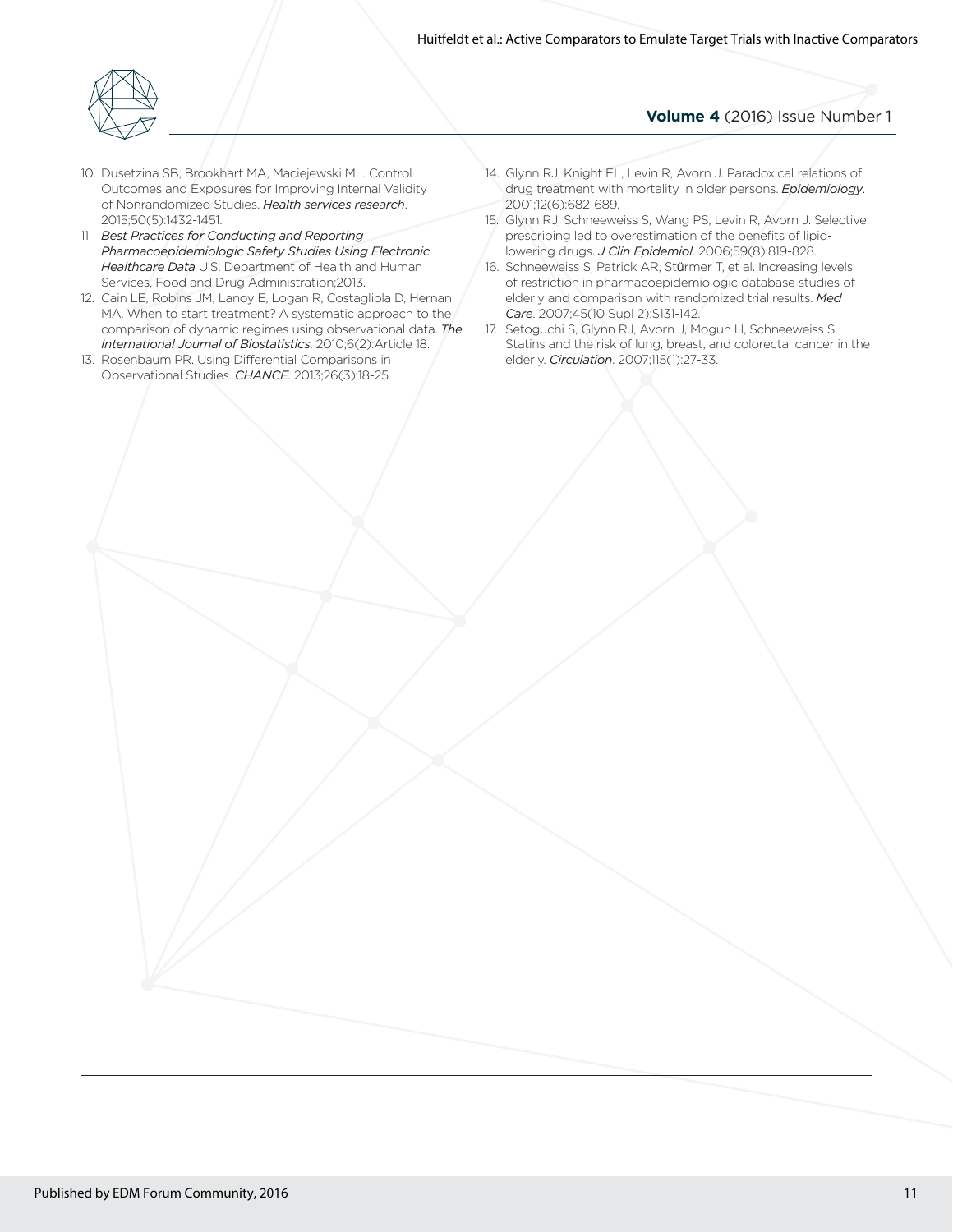10. Dusetzina SB, Brookhart MA, Maciejewski ML. Control Outcomes and Exposures for Improving Internal Validity of Nonrandomized Studies. *Health services research*. 2015;50(5):1432-1451.
11. *Best Practices for Conducting and Reporting Pharmacoepidemiologic Safety Studies Using Electronic Healthcare Data* U.S. Department of Health and Human Services, Food and Drug Administration;2013.
12. Cain LE, Robins JM, Lanoy E, Logan R, Costagliola D, Hernan MA. When to start treatment? A systematic approach to the comparison of dynamic regimes using observational data. *The International Journal of Biostatistics*. 2010;6(2):Article 18.
13. Rosenbaum PR. Using Differential Comparisons in Observational Studies. *CHANCE*. 2013;26(3):18-25.
14. Glynn RJ, Knight EL, Levin R, Avorn J. Paradoxical relations of drug treatment with mortality in older persons. *Epidemiology*. 2001;12(6):682-689.
15. Glynn RJ, Schneeweiss S, Wang PS, Levin R, Avorn J. Selective prescribing led to overestimation of the benefits of lipid-lowering drugs. *J Clin Epidemiol*. 2006;59(8):819-828.
16. Schneeweiss S, Patrick AR, Stürmer T, et al. Increasing levels of restriction in pharmacoepidemiologic database studies of elderly and comparison with randomized trial results. *Med Care*. 2007;45(10 Supl 2):S131-142.
17. Setoguchi S, Glynn RJ, Avorn J, Mogun H, Schneeweiss S. Statins and the risk of lung, breast, and colorectal cancer in the elderly. *Circulation*. 2007;115(1):27-33.